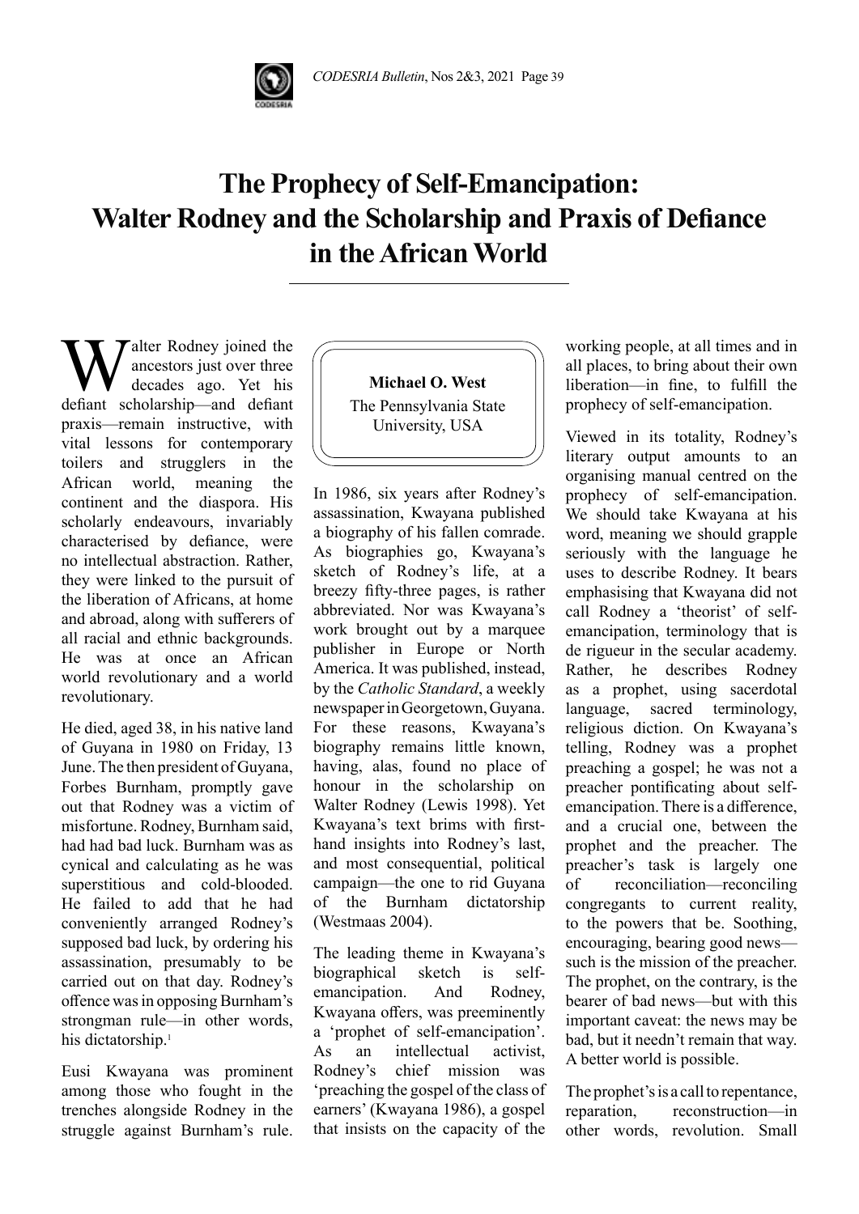# The Prophecy of Self-Emancipation: Walter Rodney and the Scholarship and Praxis of Defiance in the African World

**Michael O. West**
The Pennsylvania State University, USA

Walter Rodney joined the ancestors just over three decades ago. Yet his defiant scholarship—and defiant praxis—remain instructive, with vital lessons for contemporary toilers and strugglers in the African world, meaning the continent and the diaspora. His scholarly endeavours, invariably characterised by defiance, were no intellectual abstraction. Rather, they were linked to the pursuit of the liberation of Africans, at home and abroad, along with sufferers of all racial and ethnic backgrounds. He was at once an African world revolutionary and a world revolutionary.

He died, aged 38, in his native land of Guyana in 1980 on Friday, 13 June. The then president of Guyana, Forbes Burnham, promptly gave out that Rodney was a victim of misfortune. Rodney, Burnham said, had had bad luck. Burnham was as cynical and calculating as he was superstitious and cold-blooded. He failed to add that he had conveniently arranged Rodney's supposed bad luck, by ordering his assassination, presumably to be carried out on that day. Rodney's offence was in opposing Burnham's strongman rule—in other words, his dictatorship.[1]

Eusi Kwayana was prominent among those who fought in the trenches alongside Rodney in the struggle against Burnham's rule. In 1986, six years after Rodney's assassination, Kwayana published a biography of his fallen comrade. As biographies go, Kwayana's sketch of Rodney's life, at a breezy fifty-three pages, is rather abbreviated. Nor was Kwayana's work brought out by a marquee publisher in Europe or North America. It was published, instead, by the *Catholic Standard*, a weekly newspaper in Georgetown, Guyana. For these reasons, Kwayana's biography remains little known, having, alas, found no place of honour in the scholarship on Walter Rodney (Lewis 1998). Yet Kwayana's text brims with first-hand insights into Rodney's last, and most consequential, political campaign—the one to rid Guyana of the Burnham dictatorship (Westmaas 2004).

The leading theme in Kwayana's biographical sketch is self-emancipation. And Rodney, Kwayana offers, was preeminently a 'prophet of self-emancipation'. As an intellectual activist, Rodney's chief mission was 'preaching the gospel of the class of earners' (Kwayana 1986), a gospel that insists on the capacity of the working people, at all times and in all places, to bring about their own liberation—in fine, to fulfill the prophecy of self-emancipation.

Viewed in its totality, Rodney's literary output amounts to an organising manual centred on the prophecy of self-emancipation. We should take Kwayana at his word, meaning we should grapple seriously with the language he uses to describe Rodney. It bears emphasising that Kwayana did not call Rodney a 'theorist' of self-emancipation, terminology that is de rigueur in the secular academy. Rather, he describes Rodney as a prophet, using sacerdotal language, sacred terminology, religious diction. On Kwayana's telling, Rodney was a prophet preaching a gospel; he was not a preacher pontificating about self-emancipation. There is a difference, and a crucial one, between the prophet and the preacher. The preacher's task is largely one of reconciliation—reconciling congregants to current reality, to the powers that be. Soothing, encouraging, bearing good news—such is the mission of the preacher. The prophet, on the contrary, is the bearer of bad news—but with this important caveat: the news may be bad, but it needn't remain that way. A better world is possible.

The prophet's is a call to repentance, reparation, reconstruction—in other words, revolution. Small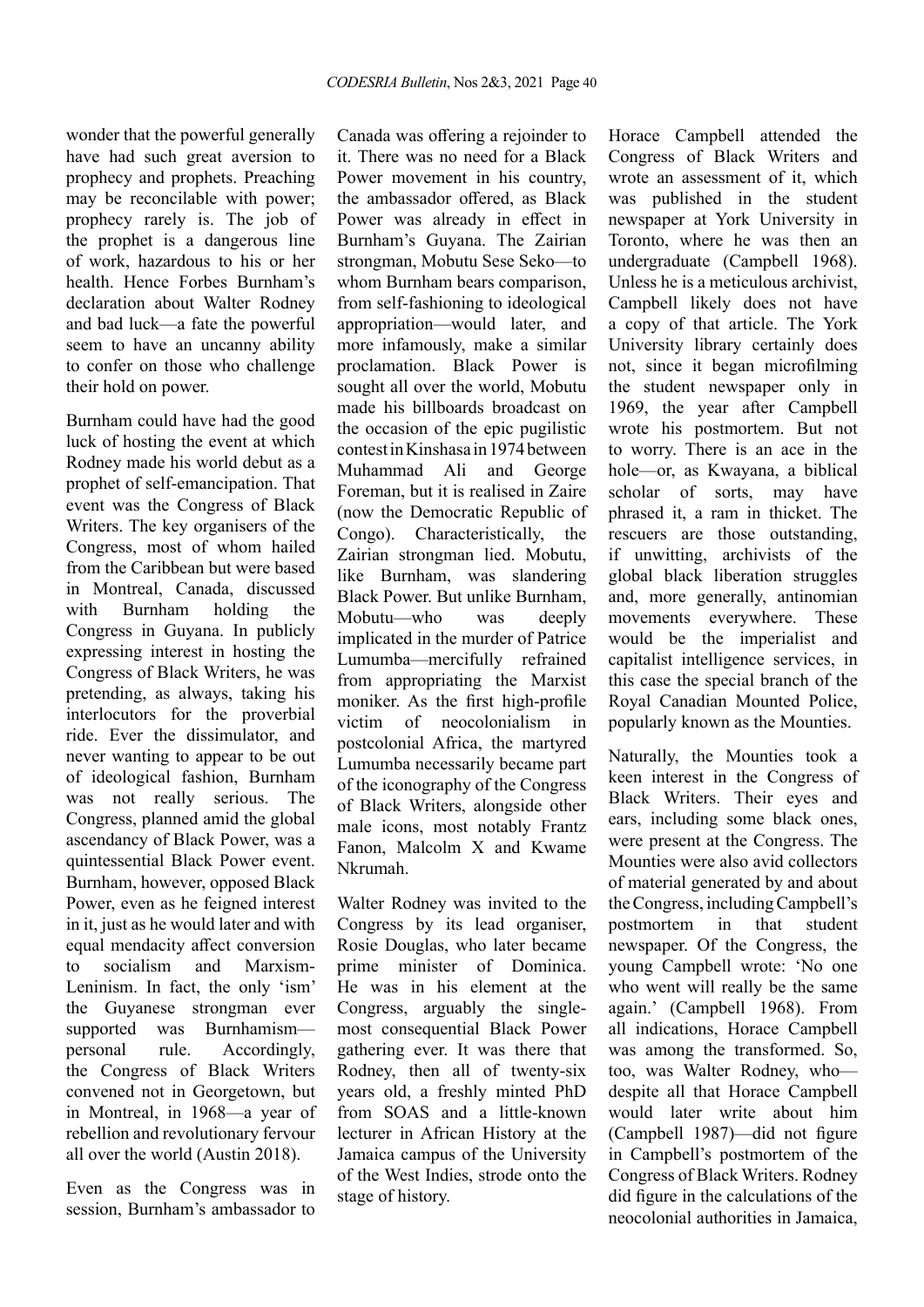wonder that the powerful generally have had such great aversion to prophecy and prophets. Preaching may be reconcilable with power; prophecy rarely is. The job of the prophet is a dangerous line of work, hazardous to his or her health. Hence Forbes Burnham's declaration about Walter Rodney and bad luck—a fate the powerful seem to have an uncanny ability to confer on those who challenge their hold on power.

Burnham could have had the good luck of hosting the event at which Rodney made his world debut as a prophet of self-emancipation. That event was the Congress of Black Writers. The key organisers of the Congress, most of whom hailed from the Caribbean but were based in Montreal, Canada, discussed with Burnham holding the Congress in Guyana. In publicly expressing interest in hosting the Congress of Black Writers, he was pretending, as always, taking his interlocutors for the proverbial ride. Ever the dissimulator, and never wanting to appear to be out of ideological fashion, Burnham was not really serious. The Congress, planned amid the global ascendancy of Black Power, was a quintessential Black Power event. Burnham, however, opposed Black Power, even as he feigned interest in it, just as he would later and with equal mendacity affect conversion to socialism and Marxism-Leninism. In fact, the only 'ism' the Guyanese strongman ever supported was Burnhamism—personal rule. Accordingly, the Congress of Black Writers convened not in Georgetown, but in Montreal, in 1968—a year of rebellion and revolutionary fervour all over the world (Austin 2018).

Even as the Congress was in session, Burnham's ambassador to Canada was offering a rejoinder to it. There was no need for a Black Power movement in his country, the ambassador offered, as Black Power was already in effect in Burnham's Guyana. The Zairian strongman, Mobutu Sese Seko—to whom Burnham bears comparison, from self-fashioning to ideological appropriation—would later, and more infamously, make a similar proclamation. Black Power is sought all over the world, Mobutu made his billboards broadcast on the occasion of the epic pugilistic contest in Kinshasa in 1974 between Muhammad Ali and George Foreman, but it is realised in Zaire (now the Democratic Republic of Congo). Characteristically, the Zairian strongman lied. Mobutu, like Burnham, was slandering Black Power. But unlike Burnham, Mobutu—who was deeply implicated in the murder of Patrice Lumumba—mercifully refrained from appropriating the Marxist moniker. As the first high-profile victim of neocolonialism in postcolonial Africa, the martyred Lumumba necessarily became part of the iconography of the Congress of Black Writers, alongside other male icons, most notably Frantz Fanon, Malcolm X and Kwame Nkrumah.

Walter Rodney was invited to the Congress by its lead organiser, Rosie Douglas, who later became prime minister of Dominica. He was in his element at the Congress, arguably the single-most consequential Black Power gathering ever. It was there that Rodney, then all of twenty-six years old, a freshly minted PhD from SOAS and a little-known lecturer in African History at the Jamaica campus of the University of the West Indies, strode onto the stage of history.

Horace Campbell attended the Congress of Black Writers and wrote an assessment of it, which was published in the student newspaper at York University in Toronto, where he was then an undergraduate (Campbell 1968). Unless he is a meticulous archivist, Campbell likely does not have a copy of that article. The York University library certainly does not, since it began microfilming the student newspaper only in 1969, the year after Campbell wrote his postmortem. But not to worry. There is an ace in the hole—or, as Kwayana, a biblical scholar of sorts, may have phrased it, a ram in thicket. The rescuers are those outstanding, if unwitting, archivists of the global black liberation struggles and, more generally, antinomian movements everywhere. These would be the imperialist and capitalist intelligence services, in this case the special branch of the Royal Canadian Mounted Police, popularly known as the Mounties.

Naturally, the Mounties took a keen interest in the Congress of Black Writers. Their eyes and ears, including some black ones, were present at the Congress. The Mounties were also avid collectors of material generated by and about the Congress, including Campbell's postmortem in that student newspaper. Of the Congress, the young Campbell wrote: 'No one who went will really be the same again.' (Campbell 1968). From all indications, Horace Campbell was among the transformed. So, too, was Walter Rodney, who—despite all that Horace Campbell would later write about him (Campbell 1987)—did not figure in Campbell's postmortem of the Congress of Black Writers. Rodney did figure in the calculations of the neocolonial authorities in Jamaica,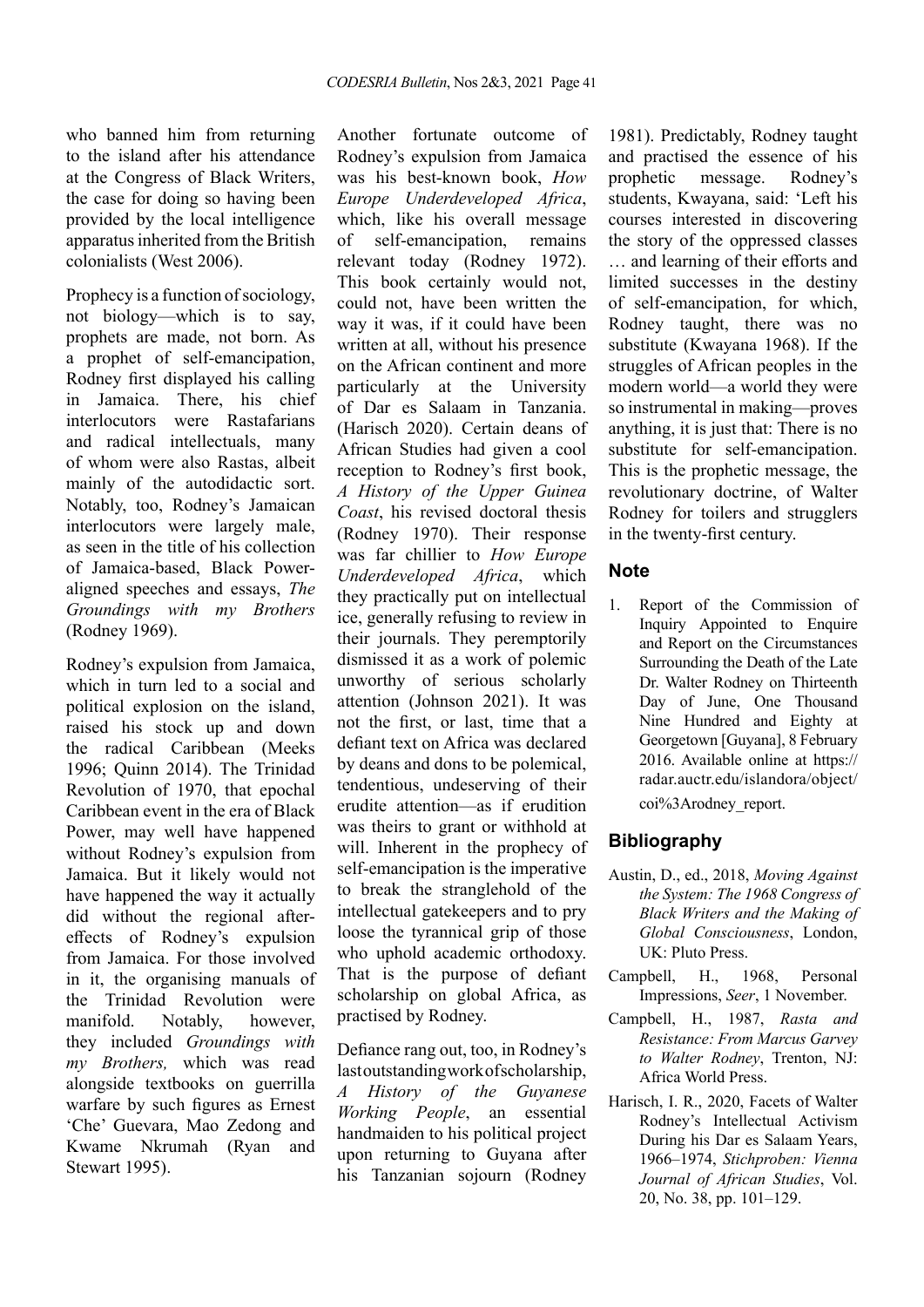who banned him from returning to the island after his attendance at the Congress of Black Writers, the case for doing so having been provided by the local intelligence apparatus inherited from the British colonialists (West 2006).

Prophecy is a function of sociology, not biology—which is to say, prophets are made, not born. As a prophet of self-emancipation, Rodney first displayed his calling in Jamaica. There, his chief interlocutors were Rastafarians and radical intellectuals, many of whom were also Rastas, albeit mainly of the autodidactic sort. Notably, too, Rodney's Jamaican interlocutors were largely male, as seen in the title of his collection of Jamaica-based, Black Power-aligned speeches and essays, *The Groundings with my Brothers* (Rodney 1969).

Rodney's expulsion from Jamaica, which in turn led to a social and political explosion on the island, raised his stock up and down the radical Caribbean (Meeks 1996; Quinn 2014). The Trinidad Revolution of 1970, that epochal Caribbean event in the era of Black Power, may well have happened without Rodney's expulsion from Jamaica. But it likely would not have happened the way it actually did without the regional after-effects of Rodney's expulsion from Jamaica. For those involved in it, the organising manuals of the Trinidad Revolution were manifold. Notably, however, they included *Groundings with my Brothers,* which was read alongside textbooks on guerrilla warfare by such figures as Ernest 'Che' Guevara, Mao Zedong and Kwame Nkrumah (Ryan and Stewart 1995).

Another fortunate outcome of Rodney's expulsion from Jamaica was his best-known book, *How Europe Underdeveloped Africa*, which, like his overall message of self-emancipation, remains relevant today (Rodney 1972). This book certainly would not, could not, have been written the way it was, if it could have been written at all, without his presence on the African continent and more particularly at the University of Dar es Salaam in Tanzania. (Harisch 2020). Certain deans of African Studies had given a cool reception to Rodney's first book, *A History of the Upper Guinea Coast*, his revised doctoral thesis (Rodney 1970). Their response was far chillier to *How Europe Underdeveloped Africa*, which they practically put on intellectual ice, generally refusing to review in their journals. They peremptorily dismissed it as a work of polemic unworthy of serious scholarly attention (Johnson 2021). It was not the first, or last, time that a defiant text on Africa was declared by deans and dons to be polemical, tendentious, undeserving of their erudite attention—as if erudition was theirs to grant or withhold at will. Inherent in the prophecy of self-emancipation is the imperative to break the stranglehold of the intellectual gatekeepers and to pry loose the tyrannical grip of those who uphold academic orthodoxy. That is the purpose of defiant scholarship on global Africa, as practised by Rodney.

Defiance rang out, too, in Rodney's last outstanding work of scholarship, *A History of the Guyanese Working People*, an essential handmaiden to his political project upon returning to Guyana after his Tanzanian sojourn (Rodney 1981). Predictably, Rodney taught and practised the essence of his prophetic message. Rodney's students, Kwayana, said: 'Left his courses interested in discovering the story of the oppressed classes … and learning of their efforts and limited successes in the destiny of self-emancipation, for which, Rodney taught, there was no substitute (Kwayana 1968). If the struggles of African peoples in the modern world—a world they were so instrumental in making—proves anything, it is just that: There is no substitute for self-emancipation. This is the prophetic message, the revolutionary doctrine, of Walter Rodney for toilers and strugglers in the twenty-first century.

## Note

1. Report of the Commission of Inquiry Appointed to Enquire and Report on the Circumstances Surrounding the Death of the Late Dr. Walter Rodney on Thirteenth Day of June, One Thousand Nine Hundred and Eighty at Georgetown [Guyana], 8 February 2016. Available online at https://radar.auctr.edu/islandora/object/coi%3Arodney_report.

## Bibliography

- Austin, D., ed., 2018, *Moving Against the System: The 1968 Congress of Black Writers and the Making of Global Consciousness*, London, UK: Pluto Press.
- Campbell, H., 1968, Personal Impressions, *Seer*, 1 November.
- Campbell, H., 1987, *Rasta and Resistance: From Marcus Garvey to Walter Rodney*, Trenton, NJ: Africa World Press.
- Harisch, I. R., 2020, Facets of Walter Rodney's Intellectual Activism During his Dar es Salaam Years, 1966–1974, *Stichproben: Vienna Journal of African Studies*, Vol. 20, No. 38, pp. 101–129.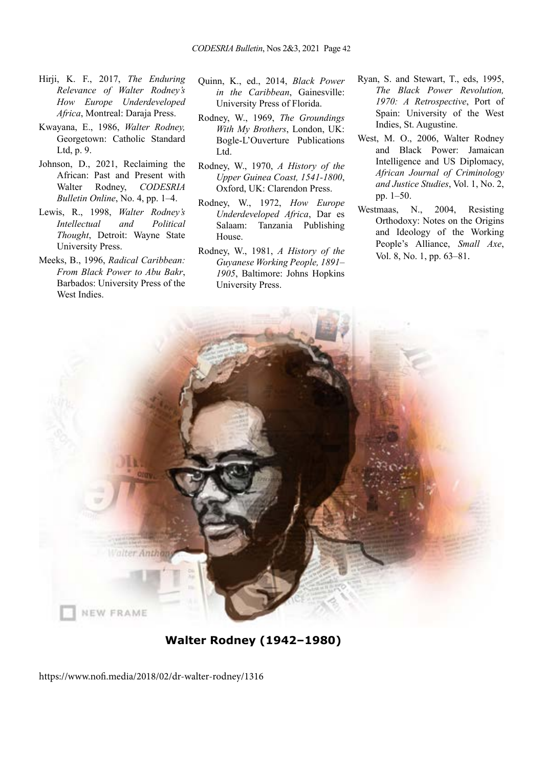Hirji, K. F., 2017, *The Enduring Relevance of Walter Rodney's How Europe Underdeveloped Africa*, Montreal: Daraja Press.

Kwayana, E., 1986, *Walter Rodney,* Georgetown: Catholic Standard Ltd, p. 9.

Johnson, D., 2021, Reclaiming the African: Past and Present with Walter Rodney, *CODESRIA Bulletin Online*, No. 4, pp. 1–4.

Lewis, R., 1998, *Walter Rodney's Intellectual and Political Thought*, Detroit: Wayne State University Press.

Meeks, B., 1996, *Radical Caribbean: From Black Power to Abu Bakr*, Barbados: University Press of the West Indies.

Quinn, K., ed., 2014, *Black Power in the Caribbean*, Gainesville: University Press of Florida.

Rodney, W., 1969, *The Groundings With My Brothers*, London, UK: Bogle-L'Ouverture Publications Ltd.

Rodney, W., 1970, *A History of the Upper Guinea Coast, 1541-1800*, Oxford, UK: Clarendon Press.

Rodney, W., 1972, *How Europe Underdeveloped Africa*, Dar es Salaam: Tanzania Publishing House.

Rodney, W., 1981, *A History of the Guyanese Working People, 1891–1905*, Baltimore: Johns Hopkins University Press.

Ryan, S. and Stewart, T., eds, 1995, *The Black Power Revolution, 1970: A Retrospective*, Port of Spain: University of the West Indies, St. Augustine.

West, M. O., 2006, Walter Rodney and Black Power: Jamaican Intelligence and US Diplomacy, *African Journal of Criminology and Justice Studies*, Vol. 1, No. 2, pp. 1–50.

Westmaas, N., 2004, Resisting Orthodoxy: Notes on the Origins and Ideology of the Working People's Alliance, *Small Axe*, Vol. 8, No. 1, pp. 63–81.

**Walter Rodney (1942–1980)**

https://www.nofi.media/2018/02/dr-walter-rodney/1316